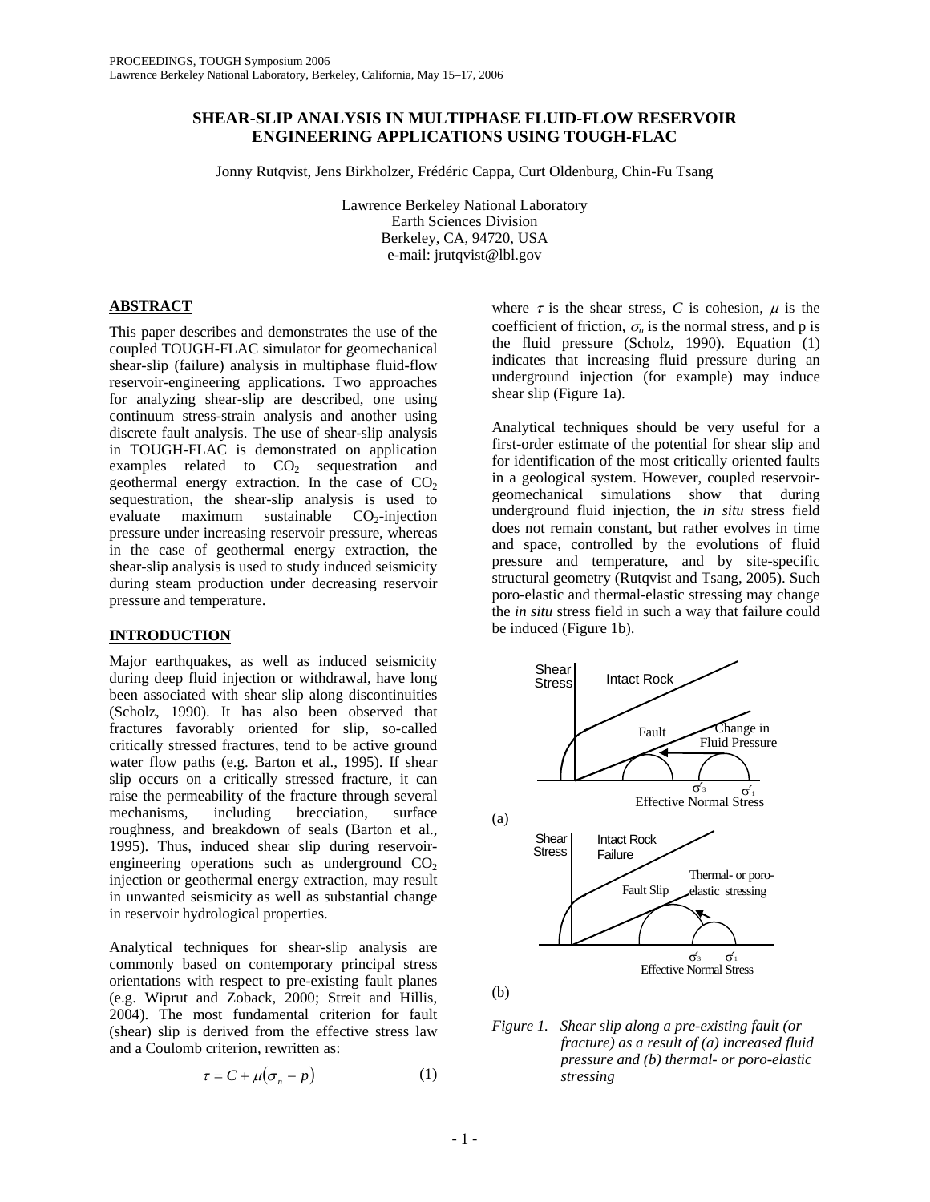# SHEAR-SLIP ANALYSIS IN MULTIPHASE FLUID-FLOW RESERVOIR ENGINEERING APPLICATIONS USING TOUGH-FLAC

Jonny Rutqvist, Jens Birkholzer, Frédéric Cappa, Curt Oldenburg, Chin-Fu Tsang

Lawrence Berkeley National Laboratory
Earth Sciences Division
Berkeley, CA, 94720, USA
e-mail: jrutqvist@lbl.gov

## ABSTRACT

This paper describes and demonstrates the use of the coupled TOUGH-FLAC simulator for geomechanical shear-slip (failure) analysis in multiphase fluid-flow reservoir-engineering applications. Two approaches for analyzing shear-slip are described, one using continuum stress-strain analysis and another using discrete fault analysis. The use of shear-slip analysis in TOUGH-FLAC is demonstrated on application examples related to $CO_2$ sequestration and geothermal energy extraction. In the case of $CO_2$ sequestration, the shear-slip analysis is used to evaluate maximum sustainable $CO_2$-injection pressure under increasing reservoir pressure, whereas in the case of geothermal energy extraction, the shear-slip analysis is used to study induced seismicity during steam production under decreasing reservoir pressure and temperature.

## INTRODUCTION

Major earthquakes, as well as induced seismicity during deep fluid injection or withdrawal, have long been associated with shear slip along discontinuities (Scholz, 1990). It has also been observed that fractures favorably oriented for slip, so-called critically stressed fractures, tend to be active ground water flow paths (e.g. Barton et al., 1995). If shear slip occurs on a critically stressed fracture, it can raise the permeability of the fracture through several mechanisms, including brecciation, surface roughness, and breakdown of seals (Barton et al., 1995). Thus, induced shear slip during reservoir-engineering operations such as underground $CO_2$ injection or geothermal energy extraction, may result in unwanted seismicity as well as substantial change in reservoir hydrological properties.

Analytical techniques for shear-slip analysis are commonly based on contemporary principal stress orientations with respect to pre-existing fault planes (e.g. Wiprut and Zoback, 2000; Streit and Hillis, 2004). The most fundamental criterion for fault (shear) slip is derived from the effective stress law and a Coulomb criterion, rewritten as:

$$\tau = C + \mu(\sigma_n - p) \tag{1}$$

where $\tau$ is the shear stress, $C$ is cohesion, $\mu$ is the coefficient of friction, $\sigma_n$ is the normal stress, and p is the fluid pressure (Scholz, 1990). Equation (1) indicates that increasing fluid pressure during an underground injection (for example) may induce shear slip (Figure 1a).

Analytical techniques should be very useful for a first-order estimate of the potential for shear slip and for identification of the most critically oriented faults in a geological system. However, coupled reservoir-geomechanical simulations show that during underground fluid injection, the *in situ* stress field does not remain constant, but rather evolves in time and space, controlled by the evolutions of fluid pressure and temperature, and by site-specific structural geometry (Rutqvist and Tsang, 2005). Such poro-elastic and thermal-elastic stressing may change the *in situ* stress field in such a way that failure could be induced (Figure 1b).

*Figure 1. Shear slip along a pre-existing fault (or fracture) as a result of (a) increased fluid pressure and (b) thermal- or poro-elastic stressing*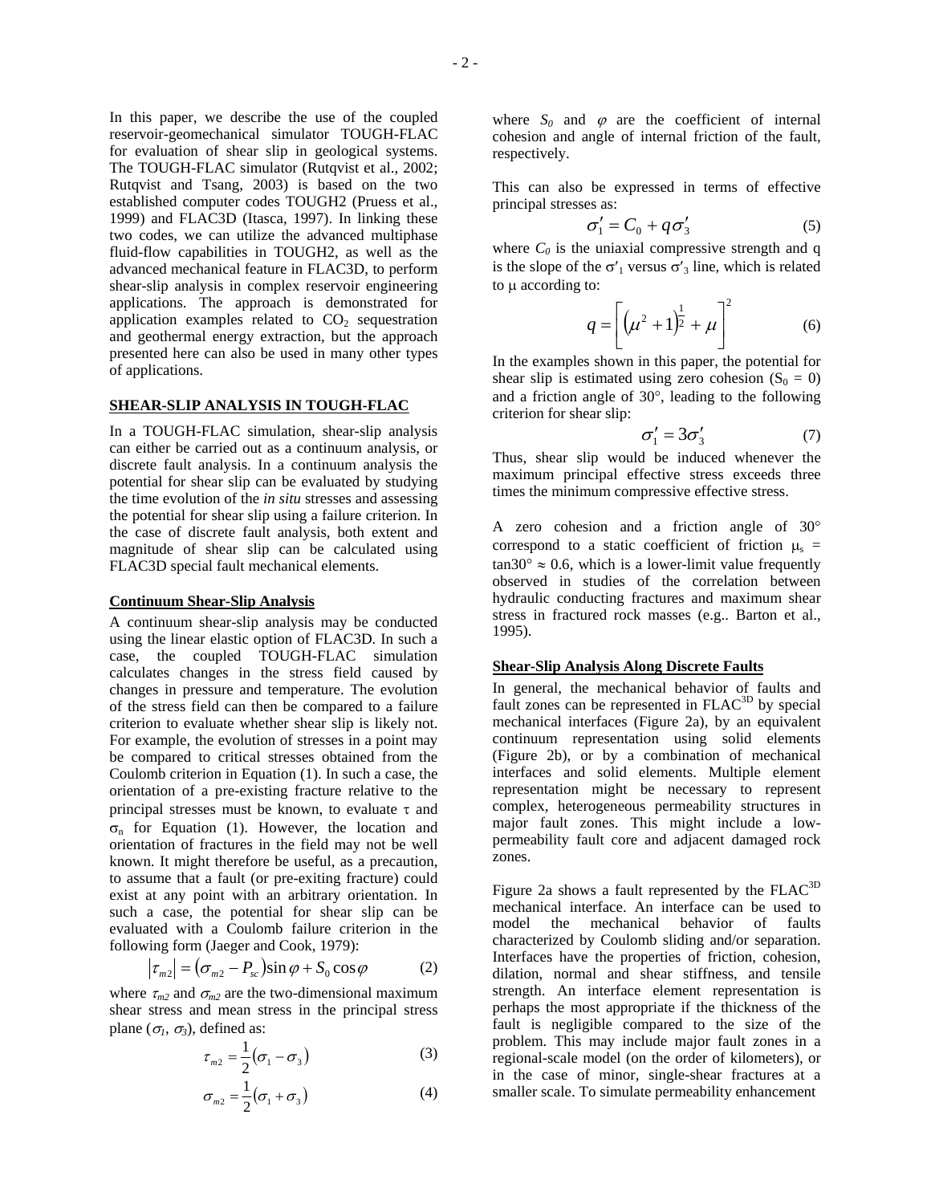In this paper, we describe the use of the coupled reservoir-geomechanical simulator TOUGH-FLAC for evaluation of shear slip in geological systems. The TOUGH-FLAC simulator (Rutqvist et al., 2002; Rutqvist and Tsang, 2003) is based on the two established computer codes TOUGH2 (Pruess et al., 1999) and FLAC3D (Itasca, 1997). In linking these two codes, we can utilize the advanced multiphase fluid-flow capabilities in TOUGH2, as well as the advanced mechanical feature in FLAC3D, to perform shear-slip analysis in complex reservoir engineering applications. The approach is demonstrated for application examples related to $CO_2$ sequestration and geothermal energy extraction, but the approach presented here can also be used in many other types of applications.

## SHEAR-SLIP ANALYSIS IN TOUGH-FLAC

In a TOUGH-FLAC simulation, shear-slip analysis can either be carried out as a continuum analysis, or discrete fault analysis. In a continuum analysis the potential for shear slip can be evaluated by studying the time evolution of the *in situ* stresses and assessing the potential for shear slip using a failure criterion. In the case of discrete fault analysis, both extent and magnitude of shear slip can be calculated using FLAC3D special fault mechanical elements.

### Continuum Shear-Slip Analysis

A continuum shear-slip analysis may be conducted using the linear elastic option of FLAC3D. In such a case, the coupled TOUGH-FLAC simulation calculates changes in the stress field caused by changes in pressure and temperature. The evolution of the stress field can then be compared to a failure criterion to evaluate whether shear slip is likely not. For example, the evolution of stresses in a point may be compared to critical stresses obtained from the Coulomb criterion in Equation (1). In such a case, the orientation of a pre-existing fracture relative to the principal stresses must be known, to evaluate $\tau$ and $\sigma_n$ for Equation (1). However, the location and orientation of fractures in the field may not be well known. It might therefore be useful, as a precaution, to assume that a fault (or pre-exiting fracture) could exist at any point with an arbitrary orientation. In such a case, the potential for shear slip can be evaluated with a Coulomb failure criterion in the following form (Jaeger and Cook, 1979):

$$\left|\tau_{m2}\right| = (\sigma_{m2} - P_{sc})\sin\varphi + S_0\cos\varphi \qquad (2)$$

where $\tau_{m2}$ and $\sigma_{m2}$ are the two-dimensional maximum shear stress and mean stress in the principal stress plane ($\sigma_1$, $\sigma_3$), defined as:

$$\tau_{m2} = \frac{1}{2}(\sigma_1 - \sigma_3) \qquad (3)$$

$$\sigma_{m2} = \frac{1}{2}(\sigma_1 + \sigma_3) \qquad (4)$$

where $S_0$ and $\varphi$ are the coefficient of internal cohesion and angle of internal friction of the fault, respectively.

This can also be expressed in terms of effective principal stresses as:

$$\sigma_1' = C_0 + q\sigma_3' \qquad (5)$$

where $C_0$ is the uniaxial compressive strength and q is the slope of the $\sigma'_1$ versus $\sigma'_3$ line, which is related to $\mu$ according to:

$$q = \left[\left(\mu^2 + 1\right)^{\frac{1}{2}} + \mu\right]^2 \qquad (6)$$

In the examples shown in this paper, the potential for shear slip is estimated using zero cohesion ($S_0 = 0$) and a friction angle of 30°, leading to the following criterion for shear slip:

$$\sigma_1' = 3\sigma_3' \qquad (7)$$

Thus, shear slip would be induced whenever the maximum principal effective stress exceeds three times the minimum compressive effective stress.

A zero cohesion and a friction angle of 30° correspond to a static coefficient of friction $\mu_s = \tan 30° \approx 0.6$, which is a lower-limit value frequently observed in studies of the correlation between hydraulic conducting fractures and maximum shear stress in fractured rock masses (e.g.. Barton et al., 1995).

### Shear-Slip Analysis Along Discrete Faults

In general, the mechanical behavior of faults and fault zones can be represented in $FLAC^{3D}$ by special mechanical interfaces (Figure 2a), by an equivalent continuum representation using solid elements (Figure 2b), or by a combination of mechanical interfaces and solid elements. Multiple element representation might be necessary to represent complex, heterogeneous permeability structures in major fault zones. This might include a low-permeability fault core and adjacent damaged rock zones.

Figure 2a shows a fault represented by the $FLAC^{3D}$ mechanical interface. An interface can be used to model the mechanical behavior of faults characterized by Coulomb sliding and/or separation. Interfaces have the properties of friction, cohesion, dilation, normal and shear stiffness, and tensile strength. An interface element representation is perhaps the most appropriate if the thickness of the fault is negligible compared to the size of the problem. This may include major fault zones in a regional-scale model (on the order of kilometers), or in the case of minor, single-shear fractures at a smaller scale. To simulate permeability enhancement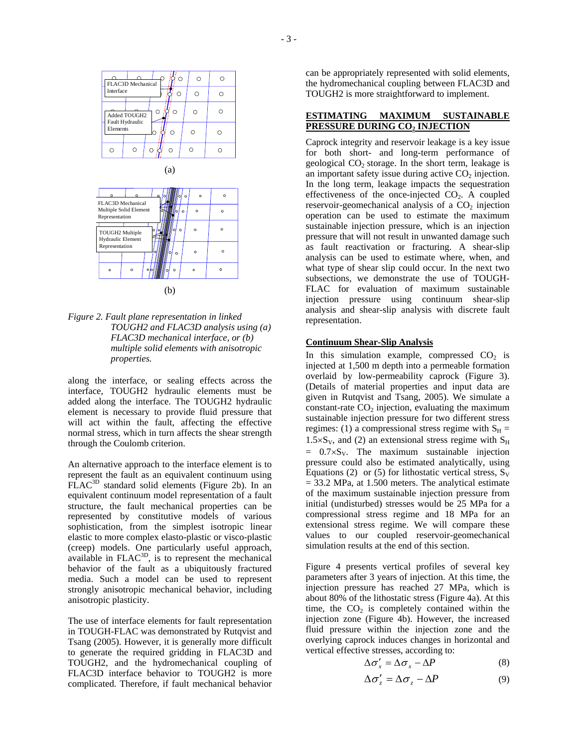FLAC3D Mechanical Interface

Added TOUGH2 Fault Hydraulic Elements

(a)

FLAC3D Mechanical Multiple Solid Element Representation

TOUGH2 Multiple Hydraulic Element Representation

(b)

*Figure 2. Fault plane representation in linked TOUGH2 and FLAC3D analysis using (a) FLAC3D mechanical interface, or (b) multiple solid elements with anisotropic properties.*

along the interface, or sealing effects across the interface, TOUGH2 hydraulic elements must be added along the interface. The TOUGH2 hydraulic element is necessary to provide fluid pressure that will act within the fault, affecting the effective normal stress, which in turn affects the shear strength through the Coulomb criterion.

An alternative approach to the interface element is to represent the fault as an equivalent continuum using $FLAC^{3D}$ standard solid elements (Figure 2b). In an equivalent continuum model representation of a fault structure, the fault mechanical properties can be represented by constitutive models of various sophistication, from the simplest isotropic linear elastic to more complex elasto-plastic or visco-plastic (creep) models. One particularly useful approach, available in $FLAC^{3D}$, is to represent the mechanical behavior of the fault as a ubiquitously fractured media. Such a model can be used to represent strongly anisotropic mechanical behavior, including anisotropic plasticity.

The use of interface elements for fault representation in TOUGH-FLAC was demonstrated by Rutqvist and Tsang (2005). However, it is generally more difficult to generate the required gridding in FLAC3D and TOUGH2, and the hydromechanical coupling of FLAC3D interface behavior to TOUGH2 is more complicated. Therefore, if fault mechanical behavior can be appropriately represented with solid elements, the hydromechanical coupling between FLAC3D and TOUGH2 is more straightforward to implement.

## ESTIMATING MAXIMUM SUSTAINABLE PRESSURE DURING $CO_2$ INJECTION

Caprock integrity and reservoir leakage is a key issue for both short- and long-term performance of geological $CO_2$ storage. In the short term, leakage is an important safety issue during active $CO_2$ injection. In the long term, leakage impacts the sequestration effectiveness of the once-injected $CO_2$. A coupled reservoir-geomechanical analysis of a $CO_2$ injection operation can be used to estimate the maximum sustainable injection pressure, which is an injection pressure that will not result in unwanted damage such as fault reactivation or fracturing. A shear-slip analysis can be used to estimate where, when, and what type of shear slip could occur. In the next two subsections, we demonstrate the use of TOUGH-FLAC for evaluation of maximum sustainable injection pressure using continuum shear-slip analysis and shear-slip analysis with discrete fault representation.

### Continuum Shear-Slip Analysis

In this simulation example, compressed $CO_2$ is injected at 1,500 m depth into a permeable formation overlaid by low-permeability caprock (Figure 3). (Details of material properties and input data are given in Rutqvist and Tsang, 2005). We simulate a constant-rate $CO_2$ injection, evaluating the maximum sustainable injection pressure for two different stress regimes: (1) a compressional stress regime with $S_H = 1.5\times S_V$, and (2) an extensional stress regime with $S_H = 0.7\times S_V$. The maximum sustainable injection pressure could also be estimated analytically, using Equations (2) or (5) for lithostatic vertical stress, $S_V = 33.2$ MPa, at 1.500 meters. The analytical estimate of the maximum sustainable injection pressure from initial (undisturbed) stresses would be 25 MPa for a compressional stress regime and 18 MPa for an extensional stress regime. We will compare these values to our coupled reservoir-geomechanical simulation results at the end of this section.

Figure 4 presents vertical profiles of several key parameters after 3 years of injection. At this time, the injection pressure has reached 27 MPa, which is about 80% of the lithostatic stress (Figure 4a). At this time, the $CO_2$ is completely contained within the injection zone (Figure 4b). However, the increased fluid pressure within the injection zone and the overlying caprock induces changes in horizontal and vertical effective stresses, according to:

$$\Delta\sigma'_x = \Delta\sigma_x - \Delta P \qquad (8)$$

$$\Delta\sigma'_z = \Delta\sigma_z - \Delta P \qquad (9)$$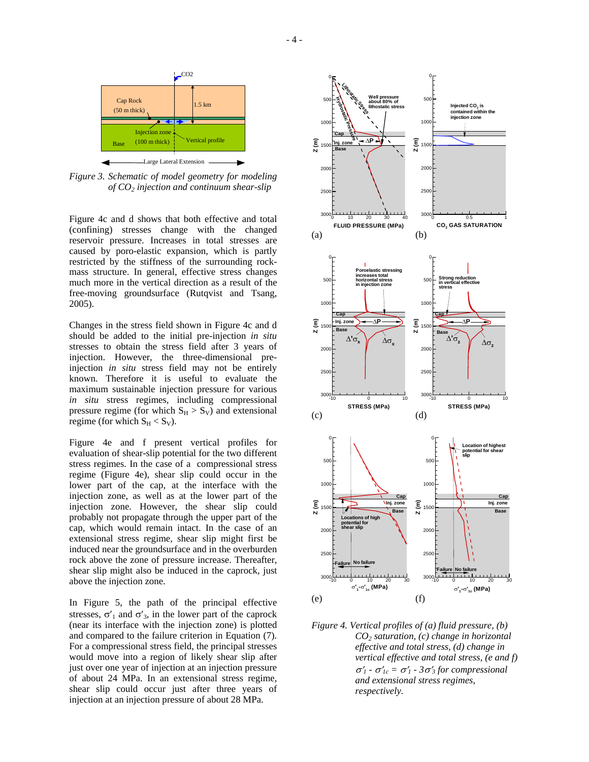*Figure 3. Schematic of model geometry for modeling of $CO_2$ injection and continuum shear-slip*

Figure 4c and d shows that both effective and total (confining) stresses change with the changed reservoir pressure. Increases in total stresses are caused by poro-elastic expansion, which is partly restricted by the stiffness of the surrounding rock-mass structure. In general, effective stress changes much more in the vertical direction as a result of the free-moving groundsurface (Rutqvist and Tsang, 2005).

Changes in the stress field shown in Figure 4c and d should be added to the initial pre-injection *in situ* stresses to obtain the stress field after 3 years of injection. However, the three-dimensional pre-injection *in situ* stress field may not be entirely known. Therefore it is useful to evaluate the maximum sustainable injection pressure for various *in situ* stress regimes, including compressional pressure regime (for which $S_H > S_V$) and extensional regime (for which $S_H < S_V$).

Figure 4e and f present vertical profiles for evaluation of shear-slip potential for the two different stress regimes. In the case of a compressional stress regime (Figure 4e), shear slip could occur in the lower part of the cap, at the interface with the injection zone, as well as at the lower part of the injection zone. However, the shear slip could probably not propagate through the upper part of the cap, which would remain intact. In the case of an extensional stress regime, shear slip might first be induced near the groundsurface and in the overburden rock above the zone of pressure increase. Thereafter, shear slip might also be induced in the caprock, just above the injection zone.

In Figure 5, the path of the principal effective stresses, $\sigma'_1$ and $\sigma'_3$, in the lower part of the caprock (near its interface with the injection zone) is plotted and compared to the failure criterion in Equation (7). For a compressional stress field, the principal stresses would move into a region of likely shear slip after just over one year of injection at an injection pressure of about 24 MPa. In an extensional stress regime, shear slip could occur just after three years of injection at an injection pressure of about 28 MPa.

*Figure 4. Vertical profiles of (a) fluid pressure, (b) $CO_2$ saturation, (c) change in horizontal effective and total stress, (d) change in vertical effective and total stress, (e and f) $\sigma'_1$ - $\sigma'_{1c}$ = $\sigma'_1$ - $3\sigma'_3$ for compressional and extensional stress regimes, respectively.*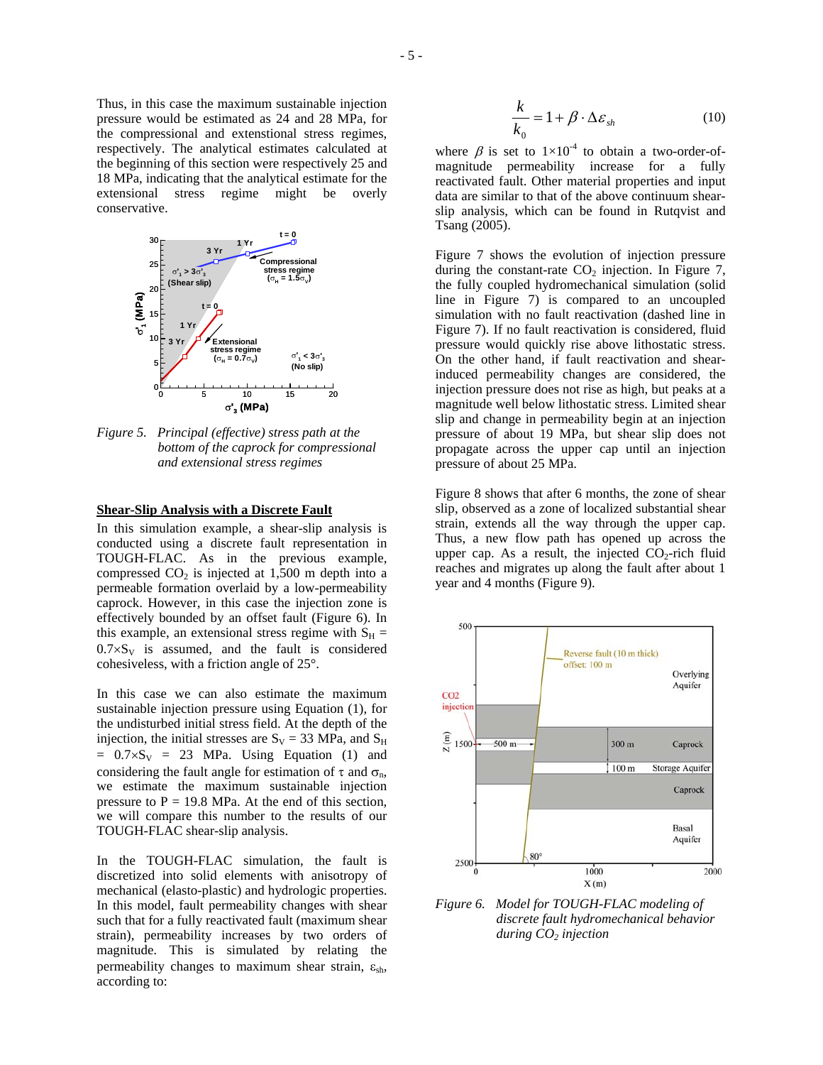Thus, in this case the maximum sustainable injection pressure would be estimated as 24 and 28 MPa, for the compressional and extenstional stress regimes, respectively. The analytical estimates calculated at the beginning of this section were respectively 25 and 18 MPa, indicating that the analytical estimate for the extensional stress regime might be overly conservative.

*Figure 5. Principal (effective) stress path at the bottom of the caprock for compressional and extensional stress regimes*

## Shear-Slip Analysis with a Discrete Fault

In this simulation example, a shear-slip analysis is conducted using a discrete fault representation in TOUGH-FLAC. As in the previous example, compressed $CO_2$ is injected at 1,500 m depth into a permeable formation overlaid by a low-permeability caprock. However, in this case the injection zone is effectively bounded by an offset fault (Figure 6). In this example, an extensional stress regime with $S_H = 0.7{\times}S_V$ is assumed, and the fault is considered cohesiveless, with a friction angle of 25°.

In this case we can also estimate the maximum sustainable injection pressure using Equation (1), for the undisturbed initial stress field. At the depth of the injection, the initial stresses are $S_V = 33$ MPa, and $S_H = 0.7{\times}S_V = 23$ MPa. Using Equation (1) and considering the fault angle for estimation of $\tau$ and $\sigma_n$, we estimate the maximum sustainable injection pressure to P = 19.8 MPa. At the end of this section, we will compare this number to the results of our TOUGH-FLAC shear-slip analysis.

In the TOUGH-FLAC simulation, the fault is discretized into solid elements with anisotropy of mechanical (elasto-plastic) and hydrologic properties. In this model, fault permeability changes with shear such that for a fully reactivated fault (maximum shear strain), permeability increases by two orders of magnitude. This is simulated by relating the permeability changes to maximum shear strain, $\varepsilon_{sh}$, according to:

$$\frac{k}{k_0} = 1 + \beta \cdot \Delta\varepsilon_{sh} \tag{10}$$

where $\beta$ is set to $1{\times}10^{-4}$ to obtain a two-order-of-magnitude permeability increase for a fully reactivated fault. Other material properties and input data are similar to that of the above continuum shear-slip analysis, which can be found in Rutqvist and Tsang (2005).

Figure 7 shows the evolution of injection pressure during the constant-rate $CO_2$ injection. In Figure 7, the fully coupled hydromechanical simulation (solid line in Figure 7) is compared to an uncoupled simulation with no fault reactivation (dashed line in Figure 7). If no fault reactivation is considered, fluid pressure would quickly rise above lithostatic stress. On the other hand, if fault reactivation and shear-induced permeability changes are considered, the injection pressure does not rise as high, but peaks at a magnitude well below lithostatic stress. Limited shear slip and change in permeability begin at an injection pressure of about 19 MPa, but shear slip does not propagate across the upper cap until an injection pressure of about 25 MPa.

Figure 8 shows that after 6 months, the zone of shear slip, observed as a zone of localized substantial shear strain, extends all the way through the upper cap. Thus, a new flow path has opened up across the upper cap. As a result, the injected $CO_2$-rich fluid reaches and migrates up along the fault after about 1 year and 4 months (Figure 9).

*Figure 6. Model for TOUGH-FLAC modeling of discrete fault hydromechanical behavior during $CO_2$ injection*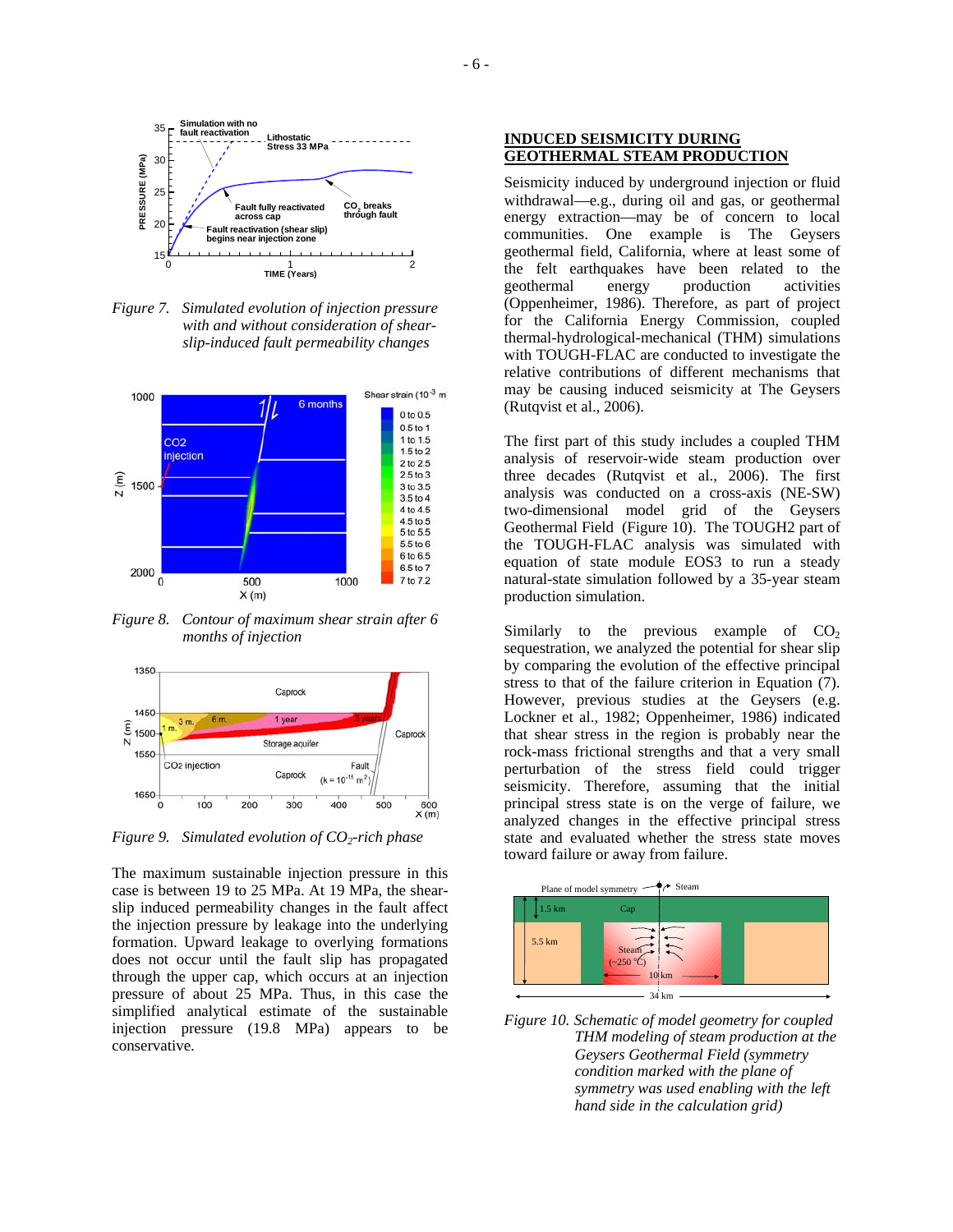*Figure 7. Simulated evolution of injection pressure with and without consideration of shear-slip-induced fault permeability changes*

*Figure 8. Contour of maximum shear strain after 6 months of injection*

*Figure 9. Simulated evolution of $CO_2$-rich phase*

The maximum sustainable injection pressure in this case is between 19 to 25 MPa. At 19 MPa, the shear-slip induced permeability changes in the fault affect the injection pressure by leakage into the underlying formation. Upward leakage to overlying formations does not occur until the fault slip has propagated through the upper cap, which occurs at an injection pressure of about 25 MPa. Thus, in this case the simplified analytical estimate of the sustainable injection pressure (19.8 MPa) appears to be conservative.

## INDUCED SEISMICITY DURING GEOTHERMAL STEAM PRODUCTION

Seismicity induced by underground injection or fluid withdrawal—e.g., during oil and gas, or geothermal energy extraction—may be of concern to local communities. One example is The Geysers geothermal field, California, where at least some of the felt earthquakes have been related to the geothermal energy production activities (Oppenheimer, 1986). Therefore, as part of project for the California Energy Commission, coupled thermal-hydrological-mechanical (THM) simulations with TOUGH-FLAC are conducted to investigate the relative contributions of different mechanisms that may be causing induced seismicity at The Geysers (Rutqvist et al., 2006).

The first part of this study includes a coupled THM analysis of reservoir-wide steam production over three decades (Rutqvist et al., 2006). The first analysis was conducted on a cross-axis (NE-SW) two-dimensional model grid of the Geysers Geothermal Field (Figure 10). The TOUGH2 part of the TOUGH-FLAC analysis was simulated with equation of state module EOS3 to run a steady natural-state simulation followed by a 35-year steam production simulation.

Similarly to the previous example of $CO_2$ sequestration, we analyzed the potential for shear slip by comparing the evolution of the effective principal stress to that of the failure criterion in Equation (7). However, previous studies at the Geysers (e.g. Lockner et al., 1982; Oppenheimer, 1986) indicated that shear stress in the region is probably near the rock-mass frictional strengths and that a very small perturbation of the stress field could trigger seismicity. Therefore, assuming that the initial principal stress state is on the verge of failure, we analyzed changes in the effective principal stress state and evaluated whether the stress state moves toward failure or away from failure.

*Figure 10. Schematic of model geometry for coupled THM modeling of steam production at the Geysers Geothermal Field (symmetry condition marked with the plane of symmetry was used enabling with the left hand side in the calculation grid)*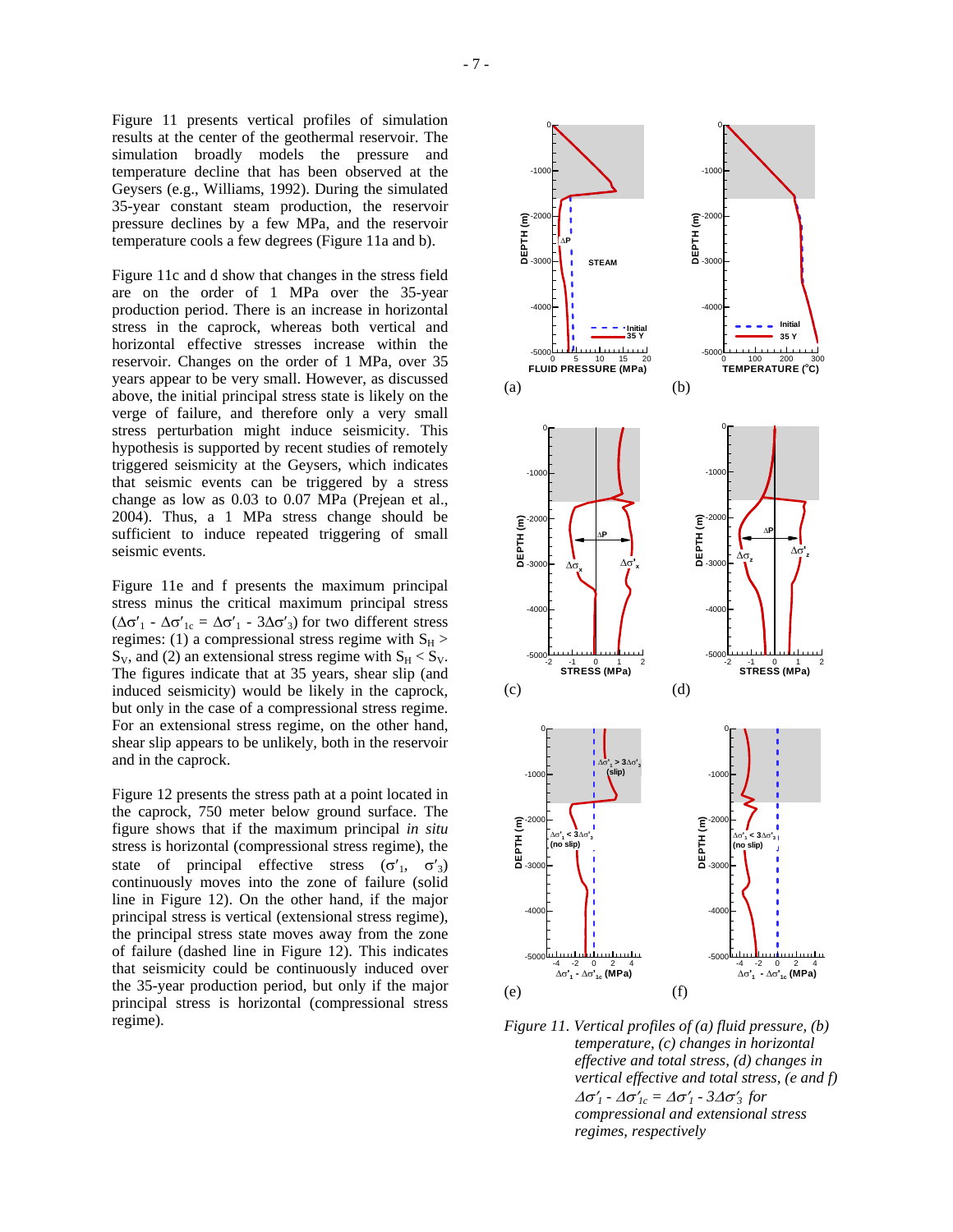Figure 11 presents vertical profiles of simulation results at the center of the geothermal reservoir. The simulation broadly models the pressure and temperature decline that has been observed at the Geysers (e.g., Williams, 1992). During the simulated 35-year constant steam production, the reservoir pressure declines by a few MPa, and the reservoir temperature cools a few degrees (Figure 11a and b).

Figure 11c and d show that changes in the stress field are on the order of 1 MPa over the 35-year production period. There is an increase in horizontal stress in the caprock, whereas both vertical and horizontal effective stresses increase within the reservoir. Changes on the order of 1 MPa, over 35 years appear to be very small. However, as discussed above, the initial principal stress state is likely on the verge of failure, and therefore only a very small stress perturbation might induce seismicity. This hypothesis is supported by recent studies of remotely triggered seismicity at the Geysers, which indicates that seismic events can be triggered by a stress change as low as 0.03 to 0.07 MPa (Prejean et al., 2004). Thus, a 1 MPa stress change should be sufficient to induce repeated triggering of small seismic events.

Figure 11e and f presents the maximum principal stress minus the critical maximum principal stress ($\Delta\sigma'_1 - \Delta\sigma'_{1c} = \Delta\sigma'_1 - 3\Delta\sigma'_3$) for two different stress regimes: (1) a compressional stress regime with $S_H > S_V$, and (2) an extensional stress regime with $S_H < S_V$. The figures indicate that at 35 years, shear slip (and induced seismicity) would be likely in the caprock, but only in the case of a compressional stress regime. For an extensional stress regime, on the other hand, shear slip appears to be unlikely, both in the reservoir and in the caprock.

Figure 12 presents the stress path at a point located in the caprock, 750 meter below ground surface. The figure shows that if the maximum principal *in situ* stress is horizontal (compressional stress regime), the state of principal effective stress ($\sigma'_1$, $\sigma'_3$) continuously moves into the zone of failure (solid line in Figure 12). On the other hand, if the major principal stress is vertical (extensional stress regime), the principal stress state moves away from the zone of failure (dashed line in Figure 12). This indicates that seismicity could be continuously induced over the 35-year production period, but only if the major principal stress is horizontal (compressional stress regime).

*Figure 11. Vertical profiles of (a) fluid pressure, (b) temperature, (c) changes in horizontal effective and total stress, (d) changes in vertical effective and total stress, (e and f) $\Delta\sigma'_1 - \Delta\sigma'_{1c} = \Delta\sigma'_1 - 3\Delta\sigma'_3$ for compressional and extensional stress regimes, respectively*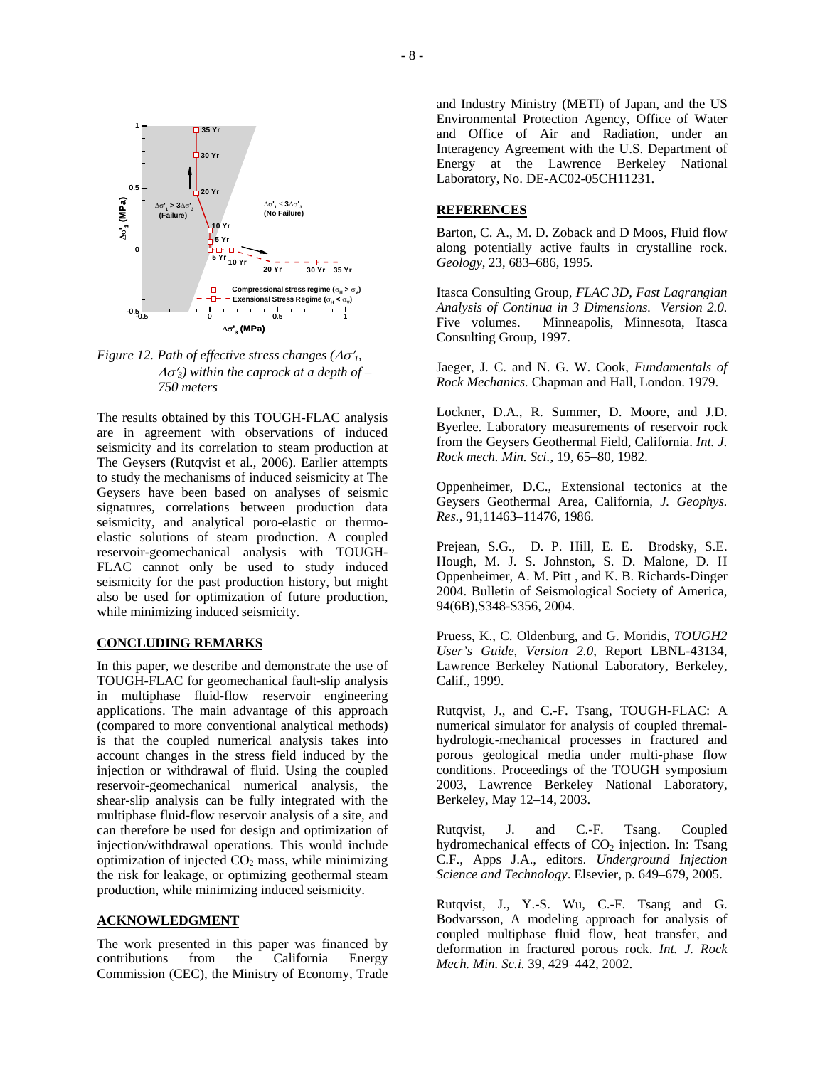Figure 12. *Path of effective stress changes ($\Delta\sigma'_1$, $\Delta\sigma'_3$) within the caprock at a depth of – 750 meters*

The results obtained by this TOUGH-FLAC analysis are in agreement with observations of induced seismicity and its correlation to steam production at The Geysers (Rutqvist et al., 2006). Earlier attempts to study the mechanisms of induced seismicity at The Geysers have been based on analyses of seismic signatures, correlations between production data seismicity, and analytical poro-elastic or thermo-elastic solutions of steam production. A coupled reservoir-geomechanical analysis with TOUGH-FLAC cannot only be used to study induced seismicity for the past production history, but might also be used for optimization of future production, while minimizing induced seismicity.

## CONCLUDING REMARKS

In this paper, we describe and demonstrate the use of TOUGH-FLAC for geomechanical fault-slip analysis in multiphase fluid-flow reservoir engineering applications. The main advantage of this approach (compared to more conventional analytical methods) is that the coupled numerical analysis takes into account changes in the stress field induced by the injection or withdrawal of fluid. Using the coupled reservoir-geomechanical numerical analysis, the shear-slip analysis can be fully integrated with the multiphase fluid-flow reservoir analysis of a site, and can therefore be used for design and optimization of injection/withdrawal operations. This would include optimization of injected $CO_2$ mass, while minimizing the risk for leakage, or optimizing geothermal steam production, while minimizing induced seismicity.

## ACKNOWLEDGMENT

The work presented in this paper was financed by contributions from the California Energy Commission (CEC), the Ministry of Economy, Trade and Industry Ministry (METI) of Japan, and the US Environmental Protection Agency, Office of Water and Office of Air and Radiation, under an Interagency Agreement with the U.S. Department of Energy at the Lawrence Berkeley National Laboratory, No. DE-AC02-05CH11231.

## REFERENCES

Barton, C. A., M. D. Zoback and D Moos, Fluid flow along potentially active faults in crystalline rock. *Geology*, 23, 683–686, 1995.

Itasca Consulting Group, *FLAC 3D, Fast Lagrangian Analysis of Continua in 3 Dimensions. Version 2.0.* Five volumes. Minneapolis, Minnesota, Itasca Consulting Group, 1997.

Jaeger, J. C. and N. G. W. Cook, *Fundamentals of Rock Mechanics.* Chapman and Hall, London. 1979.

Lockner, D.A., R. Summer, D. Moore, and J.D. Byerlee. Laboratory measurements of reservoir rock from the Geysers Geothermal Field, California. *Int. J. Rock mech. Min. Sci.*, 19, 65–80, 1982.

Oppenheimer, D.C., Extensional tectonics at the Geysers Geothermal Area, California, *J. Geophys. Res.*, 91,11463–11476, 1986.

Prejean, S.G., D. P. Hill, E. E. Brodsky, S.E. Hough, M. J. S. Johnston, S. D. Malone, D. H Oppenheimer, A. M. Pitt , and K. B. Richards-Dinger 2004. Bulletin of Seismological Society of America, 94(6B),S348-S356, 2004.

Pruess, K., C. Oldenburg, and G. Moridis, *TOUGH2 User's Guide, Version 2.0*, Report LBNL-43134, Lawrence Berkeley National Laboratory, Berkeley, Calif., 1999.

Rutqvist, J., and C.-F. Tsang, TOUGH-FLAC: A numerical simulator for analysis of coupled thremal-hydrologic-mechanical processes in fractured and porous geological media under multi-phase flow conditions. Proceedings of the TOUGH symposium 2003, Lawrence Berkeley National Laboratory, Berkeley, May 12–14, 2003.

Rutqvist, J. and C.-F. Tsang. Coupled hydromechanical effects of $CO_2$ injection. In: Tsang C.F., Apps J.A., editors. *Underground Injection Science and Technology*. Elsevier, p. 649–679, 2005.

Rutqvist, J., Y.-S. Wu, C.-F. Tsang and G. Bodvarsson, A modeling approach for analysis of coupled multiphase fluid flow, heat transfer, and deformation in fractured porous rock. *Int. J. Rock Mech. Min. Sc.i.* 39, 429–442, 2002.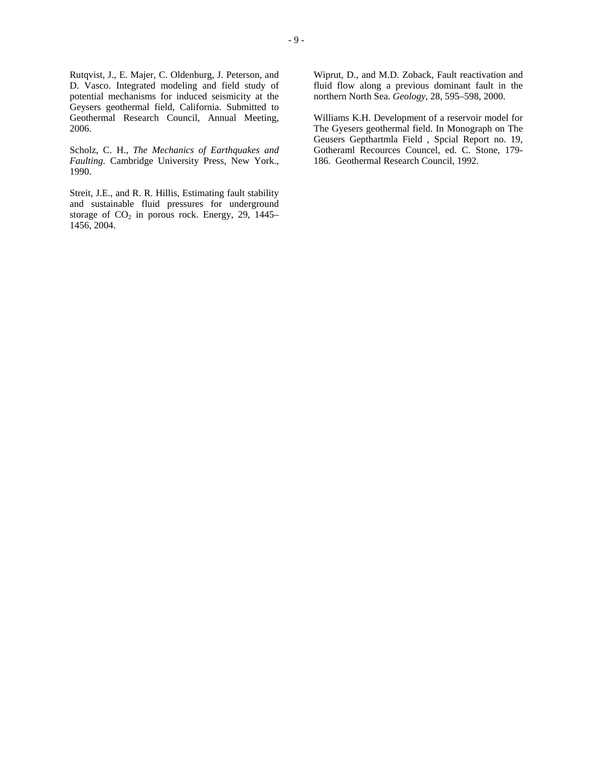Rutqvist, J., E. Majer, C. Oldenburg, J. Peterson, and D. Vasco. Integrated modeling and field study of potential mechanisms for induced seismicity at the Geysers geothermal field, California. Submitted to Geothermal Research Council, Annual Meeting, 2006.

Scholz, C. H., *The Mechanics of Earthquakes and Faulting.* Cambridge University Press, New York., 1990.

Streit, J.E., and R. R. Hillis, Estimating fault stability and sustainable fluid pressures for underground storage of $CO_2$ in porous rock. Energy, 29, 1445–1456, 2004.

Wiprut, D., and M.D. Zoback, Fault reactivation and fluid flow along a previous dominant fault in the northern North Sea. *Geology*, 28, 595–598, 2000.

Williams K.H. Development of a reservoir model for The Gyesers geothermal field. In Monograph on The Geusers Gepthartmla Field , Spcial Report no. 19, Gotheraml Recources Councel, ed. C. Stone, 179-186. Geothermal Research Council, 1992.